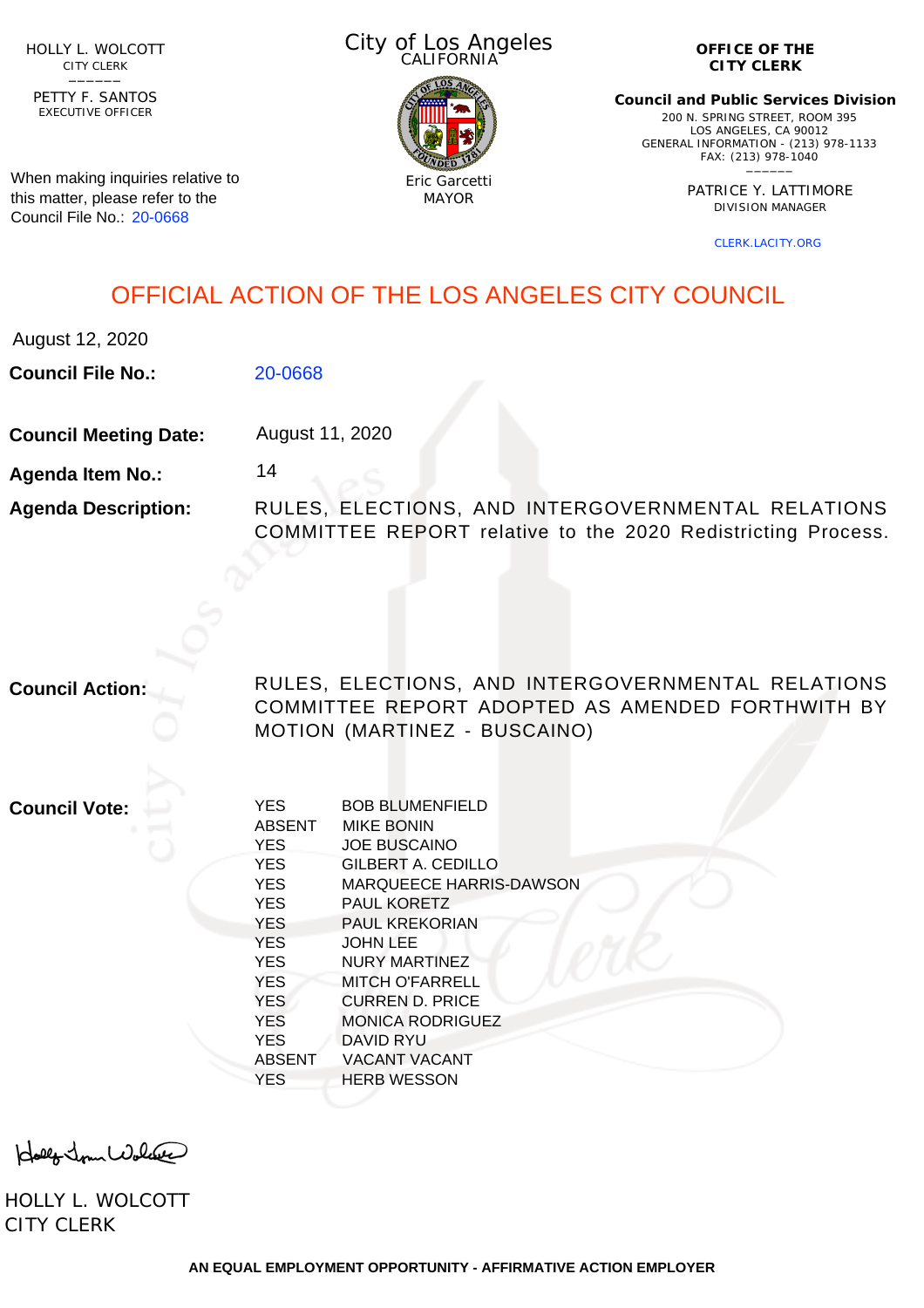HOLLY L. WOLCOTT
CITY CLERK

PETTY F. SANTOS
EXECUTIVE OFFICER

When making inquiries relative to this matter, please refer to the Council File No.: 20-0668

City of Los Angeles
CALIFORNIA

Eric Garcetti
MAYOR

**OFFICE OF THE CITY CLERK**

**Council and Public Services Division**
200 N. SPRING STREET, ROOM 395
LOS ANGELES, CA 90012
GENERAL INFORMATION - (213) 978-1133
FAX: (213) 978-1040

PATRICE Y. LATTIMORE
DIVISION MANAGER

CLERK.LACITY.ORG

# OFFICIAL ACTION OF THE LOS ANGELES CITY COUNCIL

August 12, 2020

**Council File No.:** 20-0668

**Council Meeting Date:** August 11, 2020

**Agenda Item No.:** 14

**Agenda Description:** RULES, ELECTIONS, AND INTERGOVERNMENTAL RELATIONS COMMITTEE REPORT relative to the 2020 Redistricting Process.

**Council Action:** RULES, ELECTIONS, AND INTERGOVERNMENTAL RELATIONS COMMITTEE REPORT ADOPTED AS AMENDED FORTHWITH BY MOTION (MARTINEZ - BUSCAINO)

**Council Vote:**

| | |
|---|---|
| YES | BOB BLUMENFIELD |
| ABSENT | MIKE BONIN |
| YES | JOE BUSCAINO |
| YES | GILBERT A. CEDILLO |
| YES | MARQUEECE HARRIS-DAWSON |
| YES | PAUL KORETZ |
| YES | PAUL KREKORIAN |
| YES | JOHN LEE |
| YES | NURY MARTINEZ |
| YES | MITCH O'FARRELL |
| YES | CURREN D. PRICE |
| YES | MONICA RODRIGUEZ |
| YES | DAVID RYU |
| ABSENT | VACANT VACANT |
| YES | HERB WESSON |

HOLLY L. WOLCOTT
CITY CLERK

AN EQUAL EMPLOYMENT OPPORTUNITY - AFFIRMATIVE ACTION EMPLOYER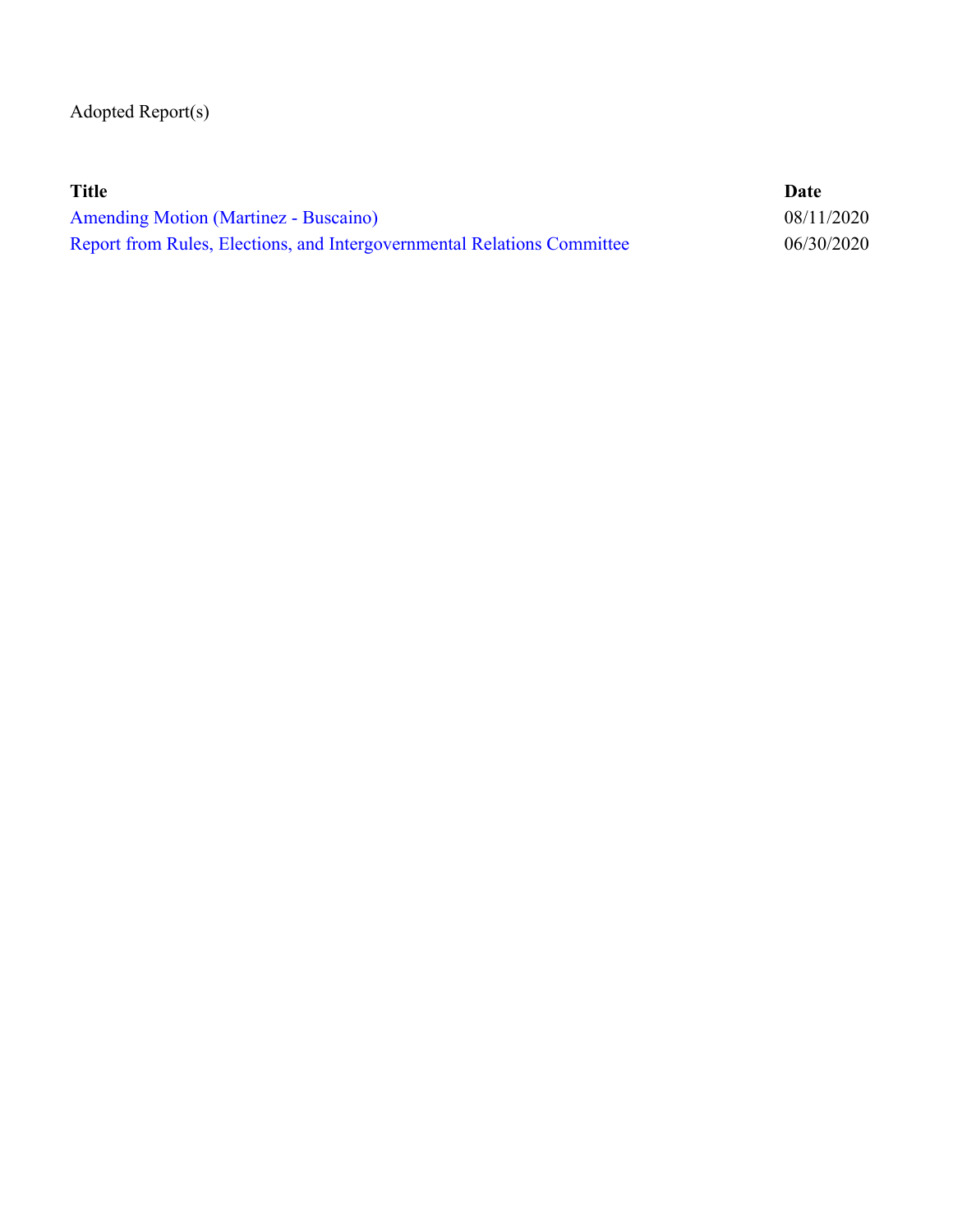Adopted Report(s)

| Title | Date |
| --- | --- |
| Amending Motion (Martinez - Buscaino) | 08/11/2020 |
| Report from Rules, Elections, and Intergovernmental Relations Committee | 06/30/2020 |